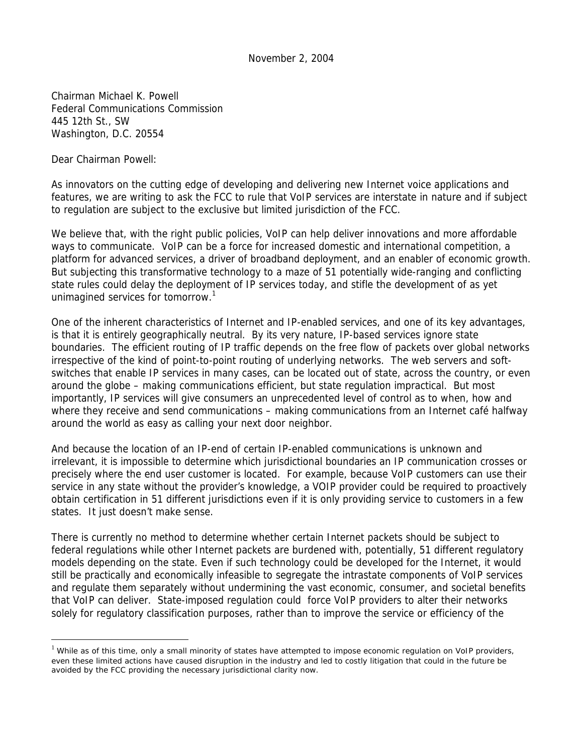November 2, 2004

Chairman Michael K. Powell
Federal Communications Commission
445 12th St., SW
Washington, D.C. 20554

Dear Chairman Powell:

As innovators on the cutting edge of developing and delivering new Internet voice applications and features, we are writing to ask the FCC to rule that VoIP services are interstate in nature and if subject to regulation are subject to the exclusive but limited jurisdiction of the FCC.

We believe that, with the right public policies, VoIP can help deliver innovations and more affordable ways to communicate. VoIP can be a force for increased domestic and international competition, a platform for advanced services, a driver of broadband deployment, and an enabler of economic growth. But subjecting this transformative technology to a maze of 51 potentially wide-ranging and conflicting state rules could delay the deployment of IP services today, and stifle the development of as yet unimagined services for tomorrow.[1]

One of the inherent characteristics of Internet and IP-enabled services, and one of its key advantages, is that it is entirely geographically neutral. By its very nature, IP-based services ignore state boundaries. The efficient routing of IP traffic depends on the free flow of packets over global networks irrespective of the kind of point-to-point routing of underlying networks. The web servers and soft-switches that enable IP services in many cases, can be located out of state, across the country, or even around the globe – making communications efficient, but state regulation impractical. But most importantly, IP services will give consumers an unprecedented level of control as to when, how and where they receive and send communications – making communications from an Internet café halfway around the world as easy as calling your next door neighbor.

And because the location of an IP-end of certain IP-enabled communications is unknown and irrelevant, it is impossible to determine which jurisdictional boundaries an IP communication crosses or precisely where the end user customer is located. For example, because VoIP customers can use their service in any state without the provider's knowledge, a VOIP provider could be required to proactively obtain certification in 51 different jurisdictions even if it is only providing service to customers in a few states. It just doesn't make sense.

There is currently no method to determine whether certain Internet packets should be subject to federal regulations while other Internet packets are burdened with, potentially, 51 different regulatory models depending on the state. Even if such technology could be developed for the Internet, it would still be practically and economically infeasible to segregate the intrastate components of VoIP services and regulate them separately without undermining the vast economic, consumer, and societal benefits that VoIP can deliver. State-imposed regulation could force VoIP providers to alter their networks solely for regulatory classification purposes, rather than to improve the service or efficiency of the

[1] While as of this time, only a small minority of states have attempted to impose economic regulation on VoIP providers, even these limited actions have caused disruption in the industry and led to costly litigation that could in the future be avoided by the FCC providing the necessary jurisdictional clarity now.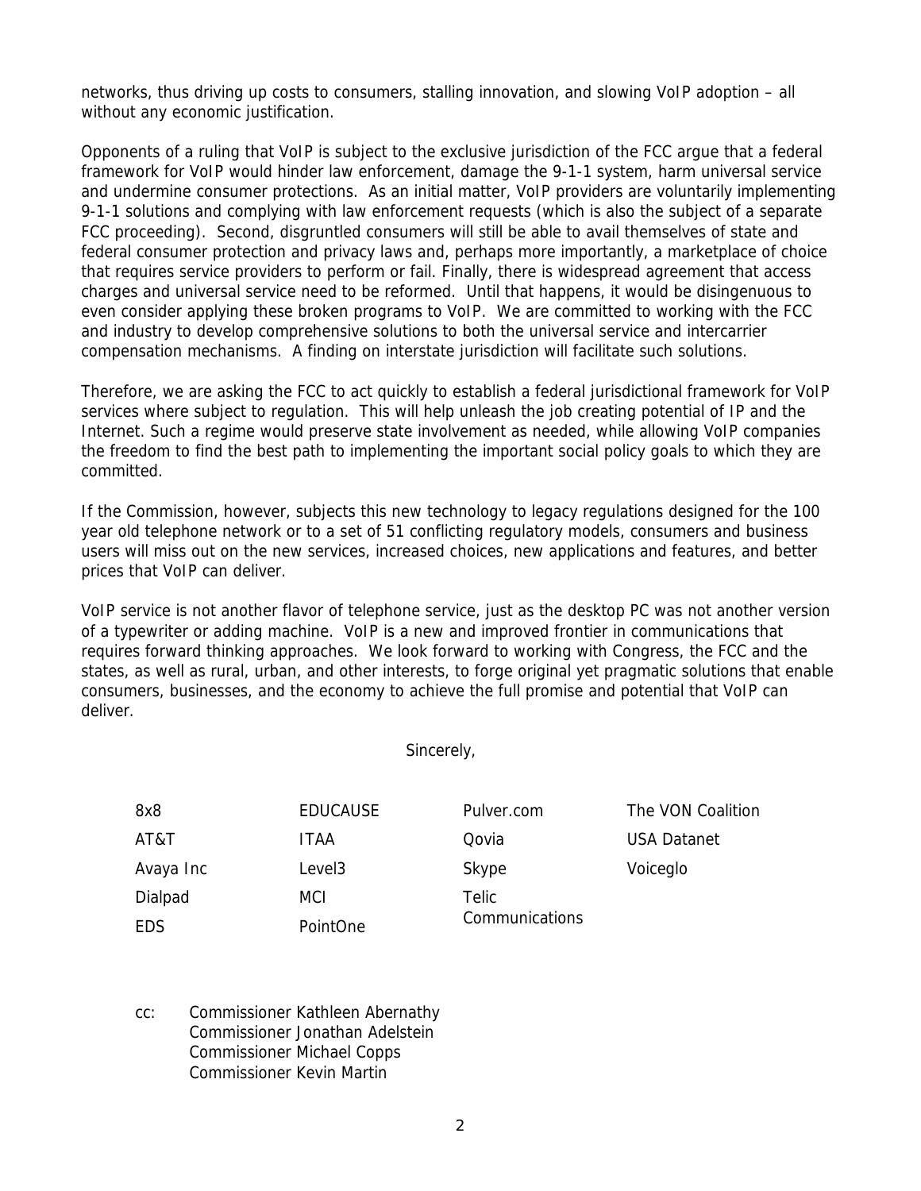networks, thus driving up costs to consumers, stalling innovation, and slowing VoIP adoption – all without any economic justification.

Opponents of a ruling that VoIP is subject to the exclusive jurisdiction of the FCC argue that a federal framework for VoIP would hinder law enforcement, damage the 9-1-1 system, harm universal service and undermine consumer protections. As an initial matter, VoIP providers are voluntarily implementing 9-1-1 solutions and complying with law enforcement requests (which is also the subject of a separate FCC proceeding). Second, disgruntled consumers will still be able to avail themselves of state and federal consumer protection and privacy laws and, perhaps more importantly, a marketplace of choice that requires service providers to perform or fail. Finally, there is widespread agreement that access charges and universal service need to be reformed. Until that happens, it would be disingenuous to even consider applying these broken programs to VoIP. We are committed to working with the FCC and industry to develop comprehensive solutions to both the universal service and intercarrier compensation mechanisms. A finding on interstate jurisdiction will facilitate such solutions.

Therefore, we are asking the FCC to act quickly to establish a federal jurisdictional framework for VoIP services where subject to regulation. This will help unleash the job creating potential of IP and the Internet. Such a regime would preserve state involvement as needed, while allowing VoIP companies the freedom to find the best path to implementing the important social policy goals to which they are committed.

If the Commission, however, subjects this new technology to legacy regulations designed for the 100 year old telephone network or to a set of 51 conflicting regulatory models, consumers and business users will miss out on the new services, increased choices, new applications and features, and better prices that VoIP can deliver.

VoIP service is not another flavor of telephone service, just as the desktop PC was not another version of a typewriter or adding machine. VoIP is a new and improved frontier in communications that requires forward thinking approaches. We look forward to working with Congress, the FCC and the states, as well as rural, urban, and other interests, to forge original yet pragmatic solutions that enable consumers, businesses, and the economy to achieve the full promise and potential that VoIP can deliver.

Sincerely,

| | | | |
|---|---|---|---|
| 8x8 | EDUCAUSE | Pulver.com | The VON Coalition |
| AT&T | ITAA | Qovia | USA Datanet |
| Avaya Inc | Level3 | Skype | Voiceglo |
| Dialpad | MCI | Telic Communications | |
| EDS | PointOne | | |

cc: Commissioner Kathleen Abernathy
Commissioner Jonathan Adelstein
Commissioner Michael Copps
Commissioner Kevin Martin